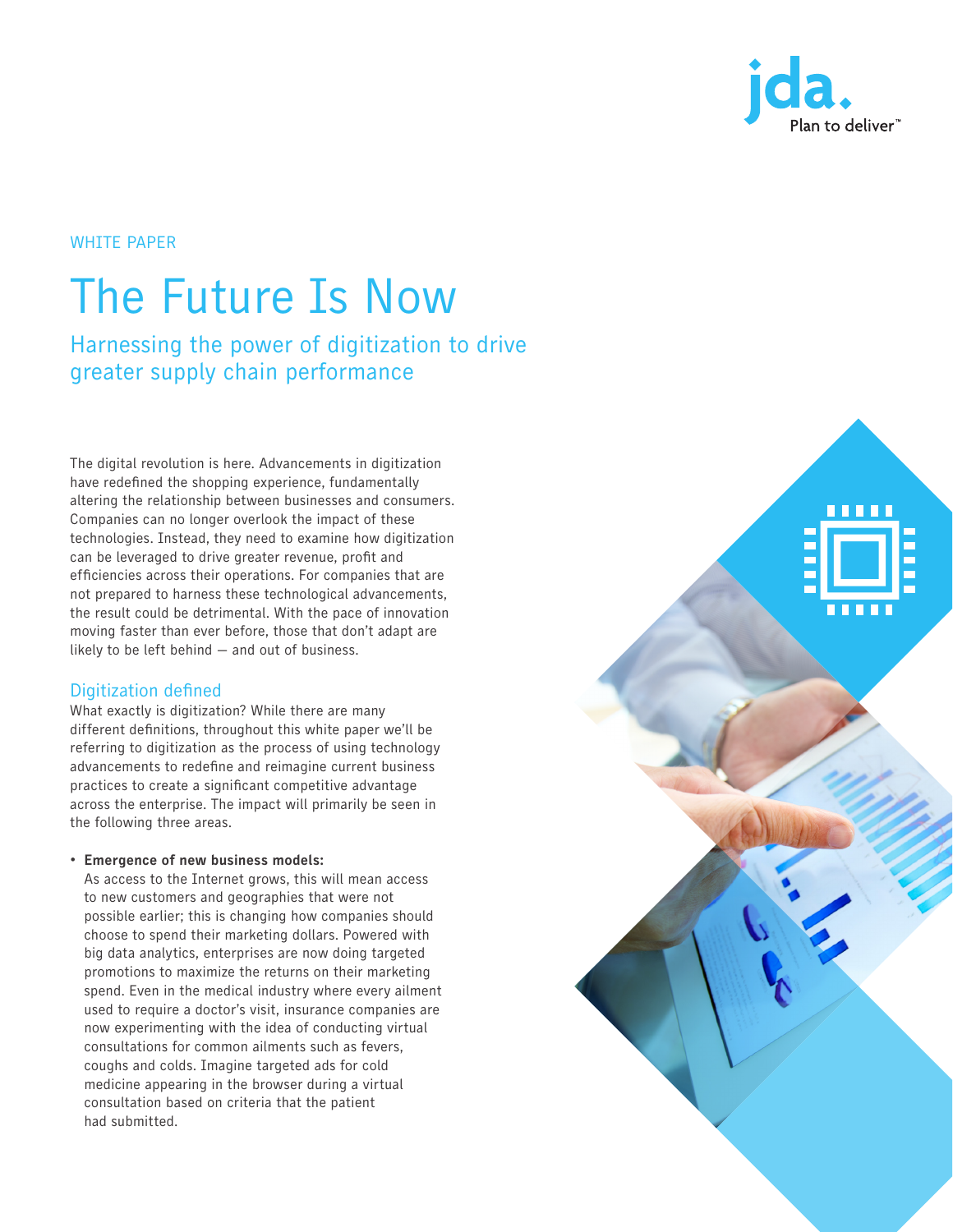WHITE PAPER

# The Future Is Now

## Harnessing the power of digitization to drive greater supply chain performance

The digital revolution is here. Advancements in digitization have redefined the shopping experience, fundamentally altering the relationship between businesses and consumers. Companies can no longer overlook the impact of these technologies. Instead, they need to examine how digitization can be leveraged to drive greater revenue, profit and efficiencies across their operations. For companies that are not prepared to harness these technological advancements, the result could be detrimental. With the pace of innovation moving faster than ever before, those that don't adapt are likely to be left behind — and out of business.

### Digitization defined

What exactly is digitization? While there are many different definitions, throughout this white paper we'll be referring to digitization as the process of using technology advancements to redefine and reimagine current business practices to create a significant competitive advantage across the enterprise. The impact will primarily be seen in the following three areas.

- **Emergence of new business models:**
  As access to the Internet grows, this will mean access to new customers and geographies that were not possible earlier; this is changing how companies should choose to spend their marketing dollars. Powered with big data analytics, enterprises are now doing targeted promotions to maximize the returns on their marketing spend. Even in the medical industry where every ailment used to require a doctor's visit, insurance companies are now experimenting with the idea of conducting virtual consultations for common ailments such as fevers, coughs and colds. Imagine targeted ads for cold medicine appearing in the browser during a virtual consultation based on criteria that the patient had submitted.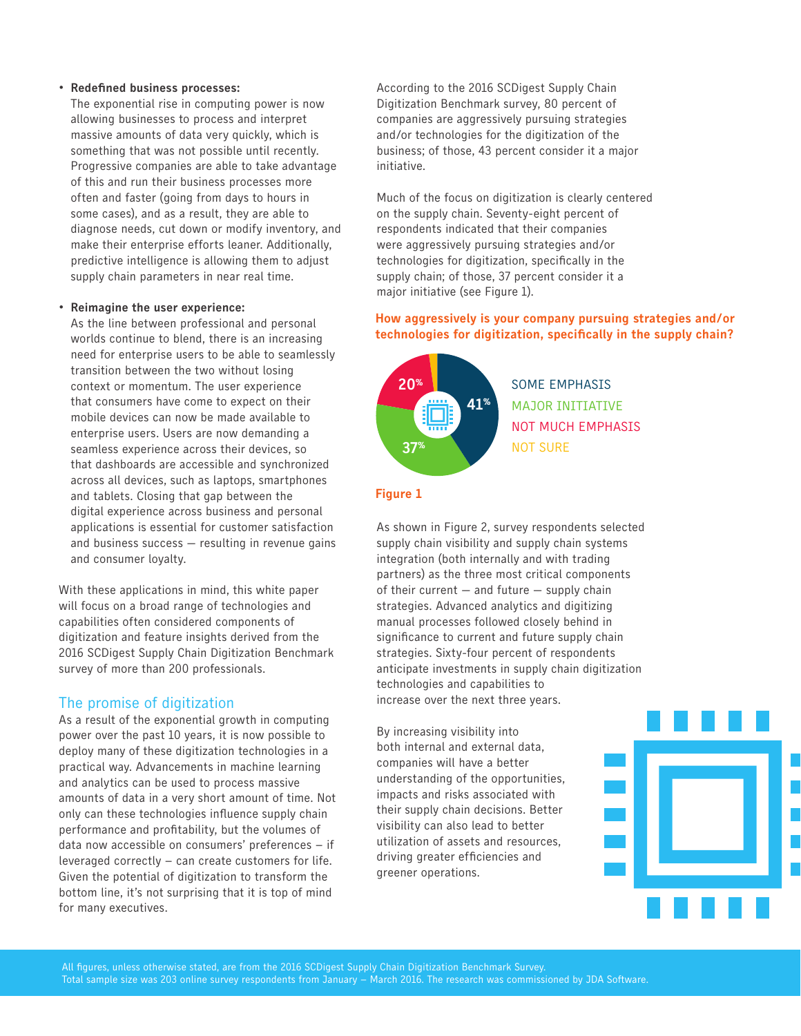- **Redefined business processes:**
  The exponential rise in computing power is now allowing businesses to process and interpret massive amounts of data very quickly, which is something that was not possible until recently. Progressive companies are able to take advantage of this and run their business processes more often and faster (going from days to hours in some cases), and as a result, they are able to diagnose needs, cut down or modify inventory, and make their enterprise efforts leaner. Additionally, predictive intelligence is allowing them to adjust supply chain parameters in near real time.

- **Reimagine the user experience:**
  As the line between professional and personal worlds continue to blend, there is an increasing need for enterprise users to be able to seamlessly transition between the two without losing context or momentum. The user experience that consumers have come to expect on their mobile devices can now be made available to enterprise users. Users are now demanding a seamless experience across their devices, so that dashboards are accessible and synchronized across all devices, such as laptops, smartphones and tablets. Closing that gap between the digital experience across business and personal applications is essential for customer satisfaction and business success — resulting in revenue gains and consumer loyalty.

With these applications in mind, this white paper will focus on a broad range of technologies and capabilities often considered components of digitization and feature insights derived from the 2016 SCDigest Supply Chain Digitization Benchmark survey of more than 200 professionals.

## The promise of digitization

As a result of the exponential growth in computing power over the past 10 years, it is now possible to deploy many of these digitization technologies in a practical way. Advancements in machine learning and analytics can be used to process massive amounts of data in a very short amount of time. Not only can these technologies influence supply chain performance and profitability, but the volumes of data now accessible on consumers' preferences – if leveraged correctly – can create customers for life. Given the potential of digitization to transform the bottom line, it's not surprising that it is top of mind for many executives.

According to the 2016 SCDigest Supply Chain Digitization Benchmark survey, 80 percent of companies are aggressively pursuing strategies and/or technologies for the digitization of the business; of those, 43 percent consider it a major initiative.

Much of the focus on digitization is clearly centered on the supply chain. Seventy-eight percent of respondents indicated that their companies were aggressively pursuing strategies and/or technologies for digitization, specifically in the supply chain; of those, 37 percent consider it a major initiative (see Figure 1).

**How aggressively is your company pursuing strategies and/or technologies for digitization, specifically in the supply chain?**

| Response | Percentage |
|---|---|
| SOME EMPHASIS | 41% |
| MAJOR INITIATIVE | 37% |
| NOT MUCH EMPHASIS | 20% |
| NOT SURE | |

**Figure 1**

As shown in Figure 2, survey respondents selected supply chain visibility and supply chain systems integration (both internally and with trading partners) as the three most critical components of their current — and future — supply chain strategies. Advanced analytics and digitizing manual processes followed closely behind in significance to current and future supply chain strategies. Sixty-four percent of respondents anticipate investments in supply chain digitization technologies and capabilities to increase over the next three years.

By increasing visibility into both internal and external data, companies will have a better understanding of the opportunities, impacts and risks associated with their supply chain decisions. Better visibility can also lead to better utilization of assets and resources, driving greater efficiencies and greener operations.

All figures, unless otherwise stated, are from the 2016 SCDigest Supply Chain Digitization Benchmark Survey. Total sample size was 203 online survey respondents from January – March 2016. The research was commissioned by JDA Software.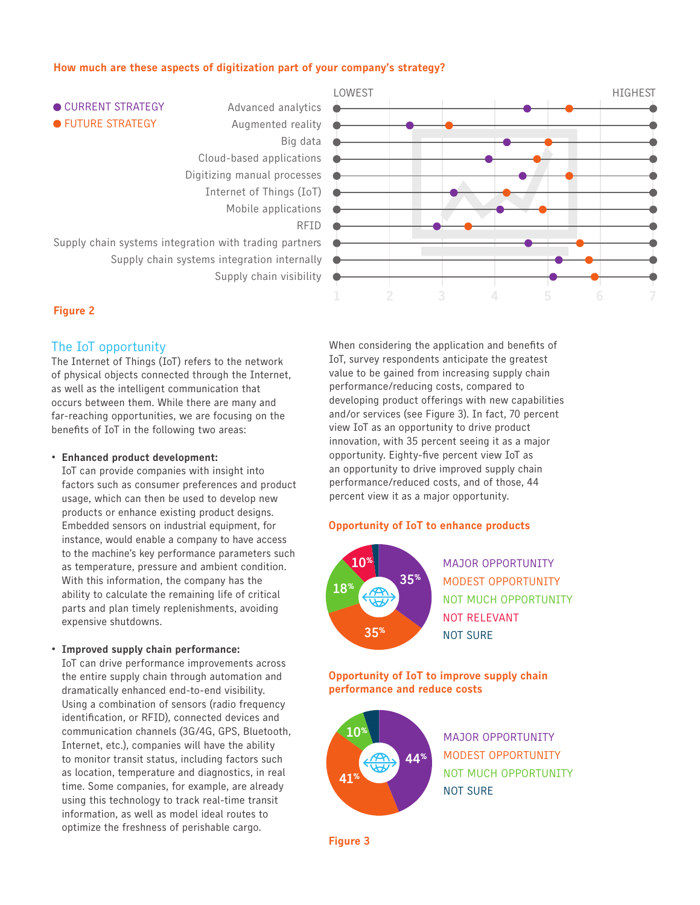**How much are these aspects of digitization part of your company's strategy?**

● CURRENT STRATEGY
● FUTURE STRATEGY

LOWEST — HIGHEST

Advanced analytics
Augmented reality
Big data
Cloud-based applications
Digitizing manual processes
Internet of Things (IoT)
Mobile applications
RFID
Supply chain systems integration with trading partners
Supply chain systems integration internally
Supply chain visibility

1 2 3 4 5 6 7

**Figure 2**

## The IoT opportunity

The Internet of Things (IoT) refers to the network of physical objects connected through the Internet, as well as the intelligent communication that occurs between them. While there are many and far-reaching opportunities, we are focusing on the benefits of IoT in the following two areas:

- **Enhanced product development:**
  IoT can provide companies with insight into factors such as consumer preferences and product usage, which can then be used to develop new products or enhance existing product designs. Embedded sensors on industrial equipment, for instance, would enable a company to have access to the machine's key performance parameters such as temperature, pressure and ambient condition. With this information, the company has the ability to calculate the remaining life of critical parts and plan timely replenishments, avoiding expensive shutdowns.

- **Improved supply chain performance:**
  IoT can drive performance improvements across the entire supply chain through automation and dramatically enhanced end-to-end visibility. Using a combination of sensors (radio frequency identification, or RFID), connected devices and communication channels (3G/4G, GPS, Bluetooth, Internet, etc.), companies will have the ability to monitor transit status, including factors such as location, temperature and diagnostics, in real time. Some companies, for example, are already using this technology to track real-time transit information, as well as model ideal routes to optimize the freshness of perishable cargo.

When considering the application and benefits of IoT, survey respondents anticipate the greatest value to be gained from increasing supply chain performance/reducing costs, compared to developing product offerings with new capabilities and/or services (see Figure 3). In fact, 70 percent view IoT as an opportunity to drive product innovation, with 35 percent seeing it as a major opportunity. Eighty-five percent view IoT as an opportunity to drive improved supply chain performance/reduced costs, and of those, 44 percent view it as a major opportunity.

**Opportunity of IoT to enhance products**

| Response | Percent |
|---|---|
| MAJOR OPPORTUNITY | 35% |
| MODEST OPPORTUNITY | 35% |
| NOT MUCH OPPORTUNITY | 18% |
| NOT RELEVANT | 10% |
| NOT SURE | |

**Opportunity of IoT to improve supply chain performance and reduce costs**

| Response | Percent |
|---|---|
| MAJOR OPPORTUNITY | 44% |
| MODEST OPPORTUNITY | 41% |
| NOT MUCH OPPORTUNITY | 10% |
| NOT SURE | |

**Figure 3**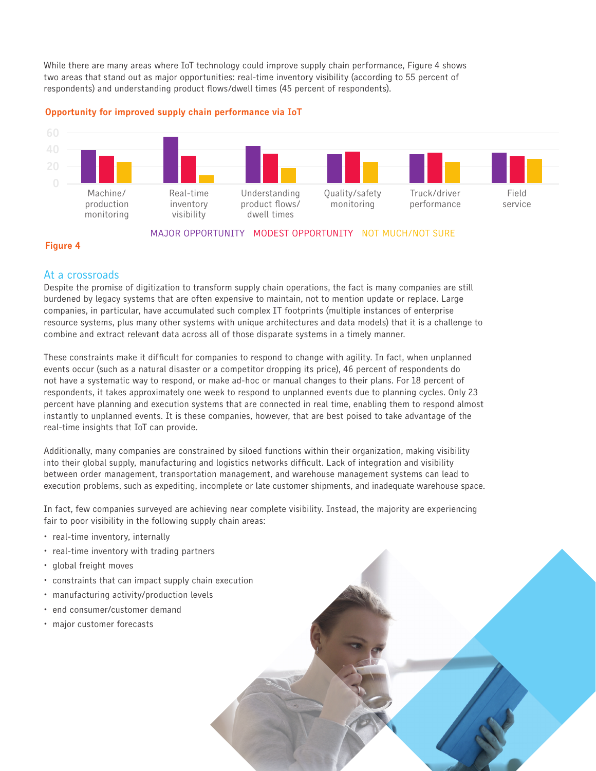While there are many areas where IoT technology could improve supply chain performance, Figure 4 shows two areas that stand out as major opportunities: real-time inventory visibility (according to 55 percent of respondents) and understanding product flows/dwell times (45 percent of respondents).

**Opportunity for improved supply chain performance via IoT**

| | Machine/production monitoring | Real-time inventory visibility | Understanding product flows/dwell times | Quality/safety monitoring | Truck/driver performance | Field service |
|---|---|---|---|---|---|---|
| MAJOR OPPORTUNITY | | | | | | |
| MODEST OPPORTUNITY | | | | | | |
| NOT MUCH/NOT SURE | | | | | | |

**Figure 4**

## At a crossroads

Despite the promise of digitization to transform supply chain operations, the fact is many companies are still burdened by legacy systems that are often expensive to maintain, not to mention update or replace. Large companies, in particular, have accumulated such complex IT footprints (multiple instances of enterprise resource systems, plus many other systems with unique architectures and data models) that it is a challenge to combine and extract relevant data across all of those disparate systems in a timely manner.

These constraints make it difficult for companies to respond to change with agility. In fact, when unplanned events occur (such as a natural disaster or a competitor dropping its price), 46 percent of respondents do not have a systematic way to respond, or make ad-hoc or manual changes to their plans. For 18 percent of respondents, it takes approximately one week to respond to unplanned events due to planning cycles. Only 23 percent have planning and execution systems that are connected in real time, enabling them to respond almost instantly to unplanned events. It is these companies, however, that are best poised to take advantage of the real-time insights that IoT can provide.

Additionally, many companies are constrained by siloed functions within their organization, making visibility into their global supply, manufacturing and logistics networks difficult. Lack of integration and visibility between order management, transportation management, and warehouse management systems can lead to execution problems, such as expediting, incomplete or late customer shipments, and inadequate warehouse space.

In fact, few companies surveyed are achieving near complete visibility. Instead, the majority are experiencing fair to poor visibility in the following supply chain areas:

- real-time inventory, internally
- real-time inventory with trading partners
- global freight moves
- constraints that can impact supply chain execution
- manufacturing activity/production levels
- end consumer/customer demand
- major customer forecasts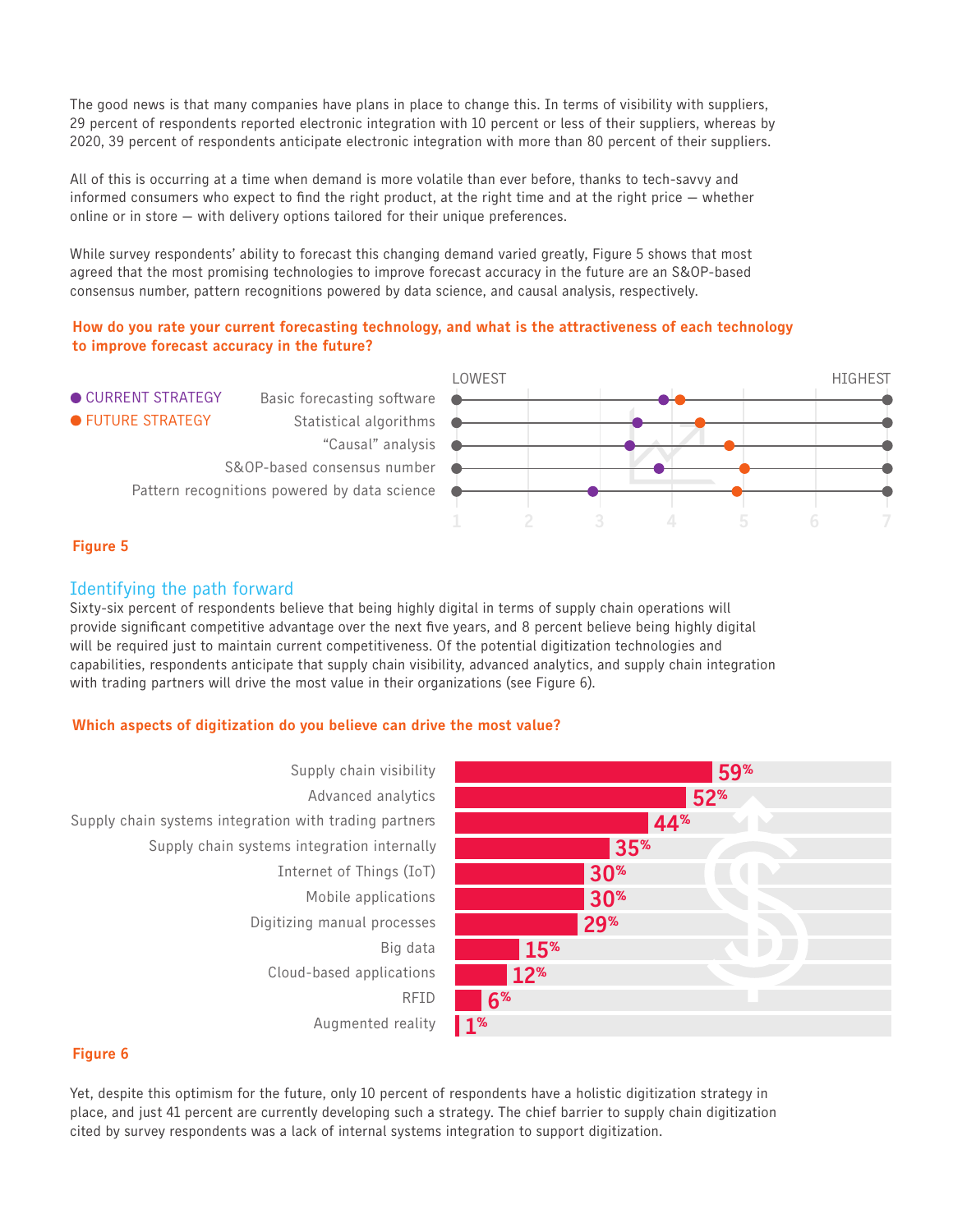The good news is that many companies have plans in place to change this. In terms of visibility with suppliers, 29 percent of respondents reported electronic integration with 10 percent or less of their suppliers, whereas by 2020, 39 percent of respondents anticipate electronic integration with more than 80 percent of their suppliers.

All of this is occurring at a time when demand is more volatile than ever before, thanks to tech-savvy and informed consumers who expect to find the right product, at the right time and at the right price — whether online or in store — with delivery options tailored for their unique preferences.

While survey respondents' ability to forecast this changing demand varied greatly, Figure 5 shows that most agreed that the most promising technologies to improve forecast accuracy in the future are an S&OP-based consensus number, pattern recognitions powered by data science, and causal analysis, respectively.

**How do you rate your current forecasting technology, and what is the attractiveness of each technology to improve forecast accuracy in the future?**

Scale: 1 (LOWEST) to 7 (HIGHEST)

| | CURRENT STRATEGY | FUTURE STRATEGY |
|---|---|---|
| Basic forecasting software | ~3.9 | ~4.1 |
| Statistical algorithms | ~3.5 | ~4.4 |
| "Causal" analysis | ~3.4 | ~4.8 |
| S&OP-based consensus number | ~3.8 | ~5.0 |
| Pattern recognitions powered by data science | ~2.9 | ~4.9 |

**Figure 5**

## Identifying the path forward

Sixty-six percent of respondents believe that being highly digital in terms of supply chain operations will provide significant competitive advantage over the next five years, and 8 percent believe being highly digital will be required just to maintain current competitiveness. Of the potential digitization technologies and capabilities, respondents anticipate that supply chain visibility, advanced analytics, and supply chain integration with trading partners will drive the most value in their organizations (see Figure 6).

**Which aspects of digitization do you believe can drive the most value?**

| Aspect | Percent |
|---|---|
| Supply chain visibility | 59% |
| Advanced analytics | 52% |
| Supply chain systems integration with trading partners | 44% |
| Supply chain systems integration internally | 35% |
| Internet of Things (IoT) | 30% |
| Mobile applications | 30% |
| Digitizing manual processes | 29% |
| Big data | 15% |
| Cloud-based applications | 12% |
| RFID | 6% |
| Augmented reality | 1% |

**Figure 6**

Yet, despite this optimism for the future, only 10 percent of respondents have a holistic digitization strategy in place, and just 41 percent are currently developing such a strategy. The chief barrier to supply chain digitization cited by survey respondents was a lack of internal systems integration to support digitization.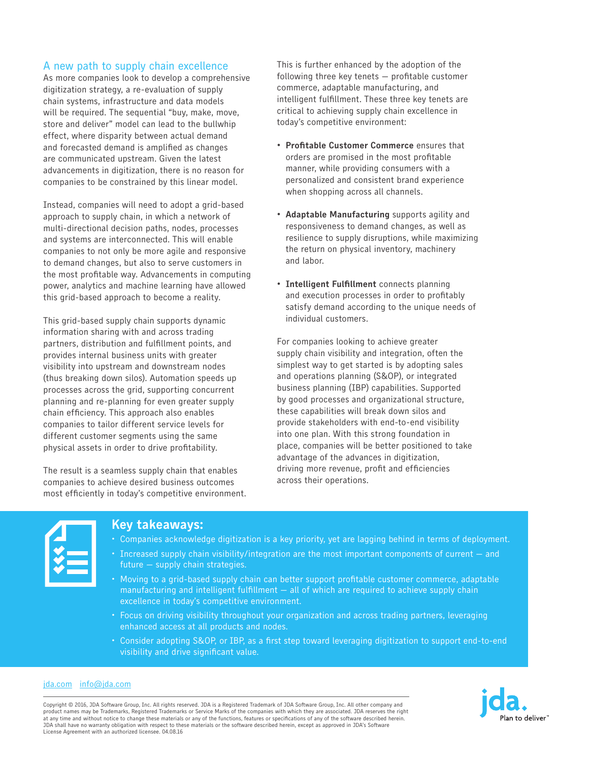## A new path to supply chain excellence

As more companies look to develop a comprehensive digitization strategy, a re-evaluation of supply chain systems, infrastructure and data models will be required. The sequential "buy, make, move, store and deliver" model can lead to the bullwhip effect, where disparity between actual demand and forecasted demand is amplified as changes are communicated upstream. Given the latest advancements in digitization, there is no reason for companies to be constrained by this linear model.

Instead, companies will need to adopt a grid-based approach to supply chain, in which a network of multi-directional decision paths, nodes, processes and systems are interconnected. This will enable companies to not only be more agile and responsive to demand changes, but also to serve customers in the most profitable way. Advancements in computing power, analytics and machine learning have allowed this grid-based approach to become a reality.

This grid-based supply chain supports dynamic information sharing with and across trading partners, distribution and fulfillment points, and provides internal business units with greater visibility into upstream and downstream nodes (thus breaking down silos). Automation speeds up processes across the grid, supporting concurrent planning and re-planning for even greater supply chain efficiency. This approach also enables companies to tailor different service levels for different customer segments using the same physical assets in order to drive profitability.

The result is a seamless supply chain that enables companies to achieve desired business outcomes most efficiently in today's competitive environment.

This is further enhanced by the adoption of the following three key tenets — profitable customer commerce, adaptable manufacturing, and intelligent fulfillment. These three key tenets are critical to achieving supply chain excellence in today's competitive environment:

- **Profitable Customer Commerce** ensures that orders are promised in the most profitable manner, while providing consumers with a personalized and consistent brand experience when shopping across all channels.
- **Adaptable Manufacturing** supports agility and responsiveness to demand changes, as well as resilience to supply disruptions, while maximizing the return on physical inventory, machinery and labor.
- **Intelligent Fulfillment** connects planning and execution processes in order to profitably satisfy demand according to the unique needs of individual customers.

For companies looking to achieve greater supply chain visibility and integration, often the simplest way to get started is by adopting sales and operations planning (S&OP), or integrated business planning (IBP) capabilities. Supported by good processes and organizational structure, these capabilities will break down silos and provide stakeholders with end-to-end visibility into one plan. With this strong foundation in place, companies will be better positioned to take advantage of the advances in digitization, driving more revenue, profit and efficiencies across their operations.

## Key takeaways:

- Companies acknowledge digitization is a key priority, yet are lagging behind in terms of deployment.
- Increased supply chain visibility/integration are the most important components of current — and future — supply chain strategies.
- Moving to a grid-based supply chain can better support profitable customer commerce, adaptable manufacturing and intelligent fulfillment — all of which are required to achieve supply chain excellence in today's competitive environment.
- Focus on driving visibility throughout your organization and across trading partners, leveraging enhanced access at all products and nodes.
- Consider adopting S&OP, or IBP, as a first step toward leveraging digitization to support end-to-end visibility and drive significant value.

jda.com info@jda.com

Copyright © 2016, JDA Software Group, Inc. All rights reserved. JDA is a Registered Trademark of JDA Software Group, Inc. All other company and product names may be Trademarks, Registered Trademarks or Service Marks of the companies with which they are associated. JDA reserves the right at any time and without notice to change these materials or any of the functions, features or specifications of any of the software described herein. JDA shall have no warranty obligation with respect to these materials or the software described herein, except as approved in JDA's Software License Agreement with an authorized licensee. 04.08.16

jda. Plan to deliver™